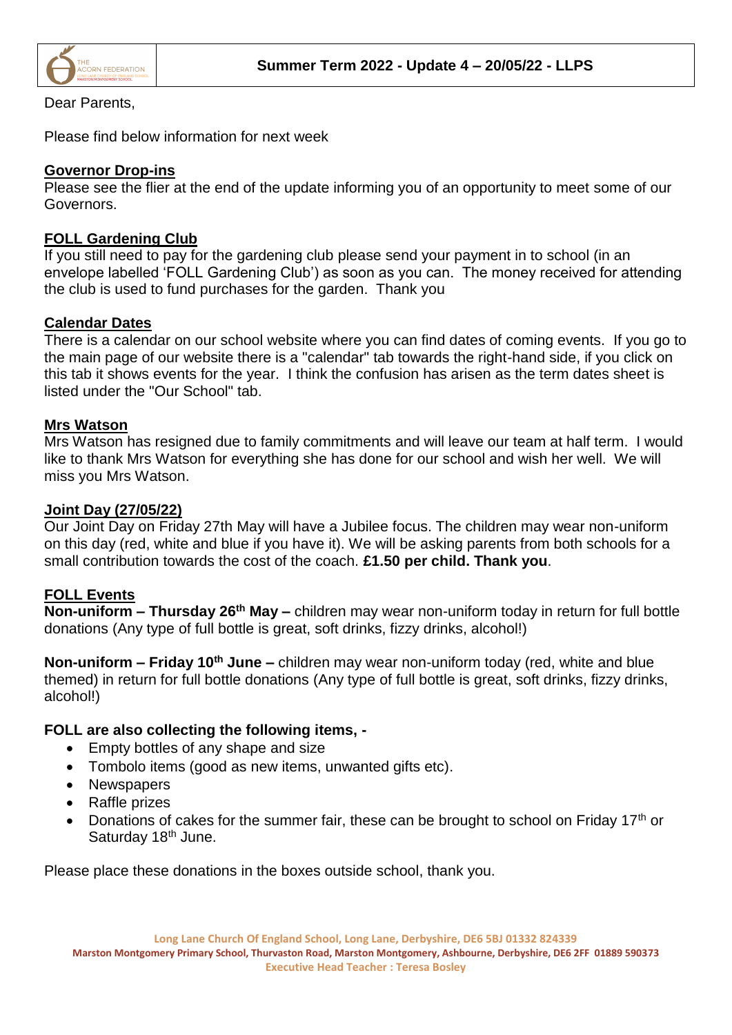**Summer Term 2022 - Update 4 – 20/05/22 - LLPS**

Dear Parents,

Please find below information for next week

## Governor Drop-ins

Please see the flier at the end of the update informing you of an opportunity to meet some of our Governors.

## FOLL Gardening Club

If you still need to pay for the gardening club please send your payment in to school (in an envelope labelled 'FOLL Gardening Club') as soon as you can. The money received for attending the club is used to fund purchases for the garden. Thank you

## Calendar Dates

There is a calendar on our school website where you can find dates of coming events. If you go to the main page of our website there is a "calendar" tab towards the right-hand side, if you click on this tab it shows events for the year. I think the confusion has arisen as the term dates sheet is listed under the "Our School" tab.

## Mrs Watson

Mrs Watson has resigned due to family commitments and will leave our team at half term. I would like to thank Mrs Watson for everything she has done for our school and wish her well. We will miss you Mrs Watson.

## Joint Day (27/05/22)

Our Joint Day on Friday 27th May will have a Jubilee focus. The children may wear non-uniform on this day (red, white and blue if you have it). We will be asking parents from both schools for a small contribution towards the cost of the coach. **£1.50 per child. Thank you**.

## FOLL Events

**Non-uniform – Thursday 26th May –** children may wear non-uniform today in return for full bottle donations (Any type of full bottle is great, soft drinks, fizzy drinks, alcohol!)

**Non-uniform – Friday 10th June –** children may wear non-uniform today (red, white and blue themed) in return for full bottle donations (Any type of full bottle is great, soft drinks, fizzy drinks, alcohol!)

**FOLL are also collecting the following items, -**

- Empty bottles of any shape and size
- Tombolo items (good as new items, unwanted gifts etc).
- Newspapers
- Raffle prizes
- Donations of cakes for the summer fair, these can be brought to school on Friday 17th or Saturday 18th June.

Please place these donations in the boxes outside school, thank you.

Long Lane Church Of England School, Long Lane, Derbyshire, DE6 5BJ 01332 824339
Marston Montgomery Primary School, Thurvaston Road, Marston Montgomery, Ashbourne, Derbyshire, DE6 2FF 01889 590373
Executive Head Teacher : Teresa Bosley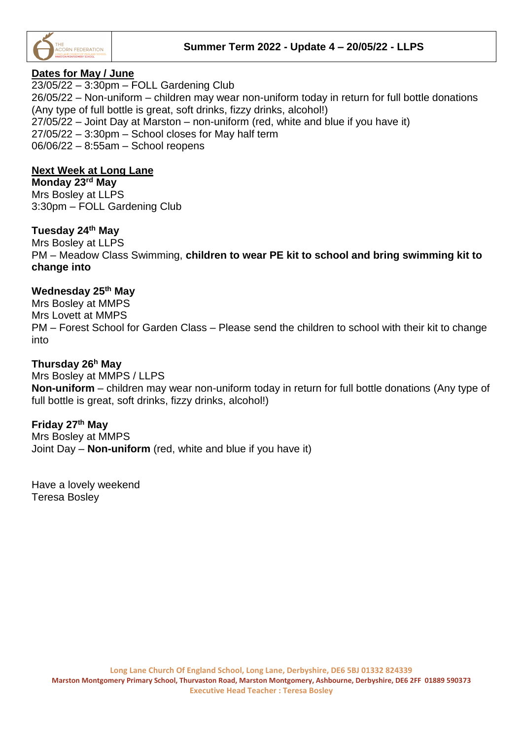**Summer Term 2022 - Update 4 – 20/05/22 - LLPS**

**Dates for May / June**

23/05/22 – 3:30pm – FOLL Gardening Club
26/05/22 – Non-uniform – children may wear non-uniform today in return for full bottle donations (Any type of full bottle is great, soft drinks, fizzy drinks, alcohol!)
27/05/22 – Joint Day at Marston – non-uniform (red, white and blue if you have it)
27/05/22 – 3:30pm – School closes for May half term
06/06/22 – 8:55am – School reopens

**Next Week at Long Lane**

**Monday 23rd May**
Mrs Bosley at LLPS
3:30pm – FOLL Gardening Club

**Tuesday 24th May**
Mrs Bosley at LLPS
PM – Meadow Class Swimming, **children to wear PE kit to school and bring swimming kit to change into**

**Wednesday 25th May**
Mrs Bosley at MMPS
Mrs Lovett at MMPS
PM – Forest School for Garden Class – Please send the children to school with their kit to change into

**Thursday 26h May**
Mrs Bosley at MMPS / LLPS
**Non-uniform** – children may wear non-uniform today in return for full bottle donations (Any type of full bottle is great, soft drinks, fizzy drinks, alcohol!)

**Friday 27th May**
Mrs Bosley at MMPS
Joint Day – **Non-uniform** (red, white and blue if you have it)

Have a lovely weekend
Teresa Bosley

Long Lane Church Of England School, Long Lane, Derbyshire, DE6 5BJ 01332 824339
Marston Montgomery Primary School, Thurvaston Road, Marston Montgomery, Ashbourne, Derbyshire, DE6 2FF 01889 590373
Executive Head Teacher : Teresa Bosley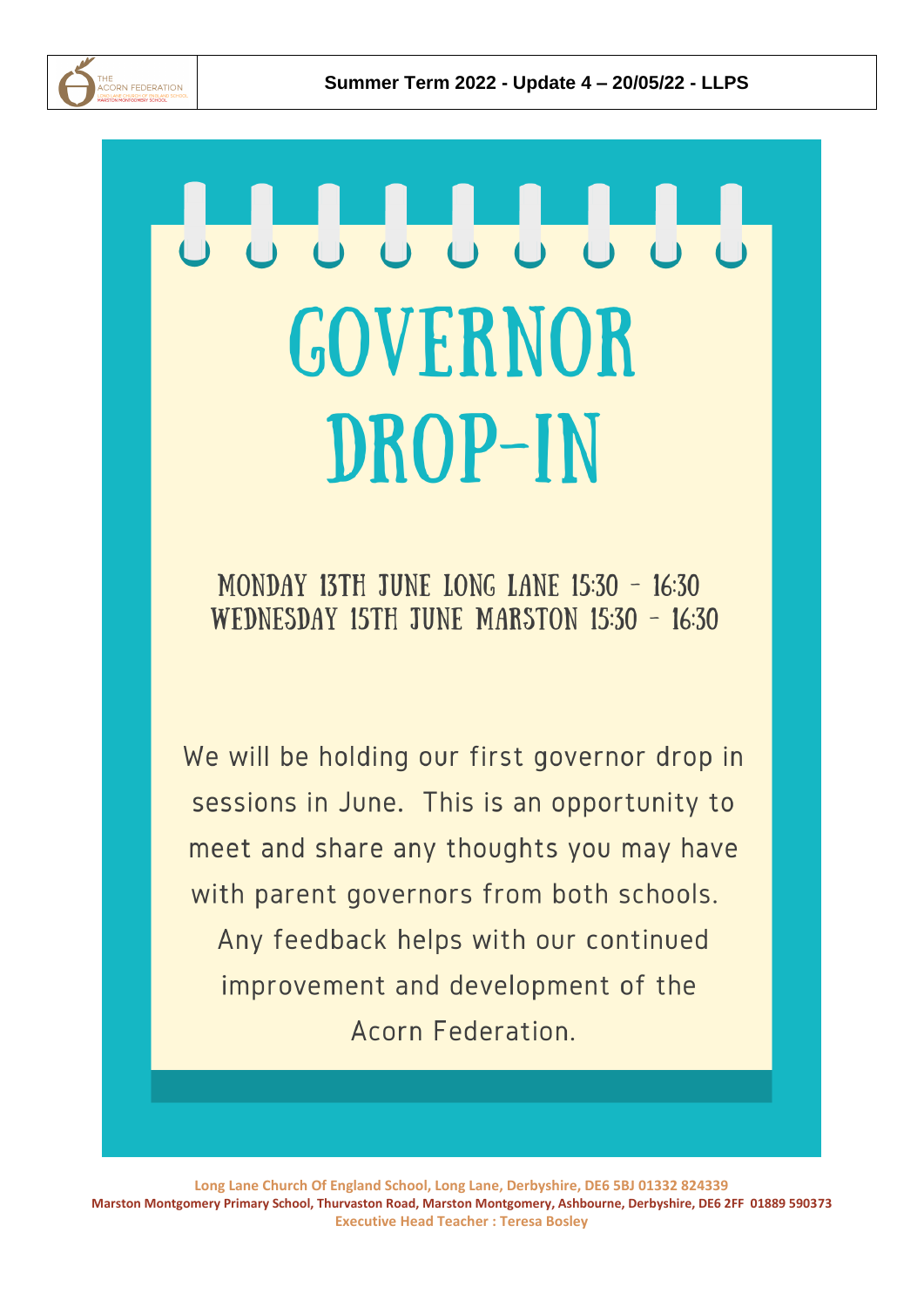# GOVERNOR DROP-IN

MONDAY 13TH JUNE LONG LANE 15:30 - 16:30
WEDNESDAY 15TH JUNE MARSTON 15:30 - 16:30

We will be holding our first governor drop in sessions in June. This is an opportunity to meet and share any thoughts you may have with parent governors from both schools. Any feedback helps with our continued improvement and development of the Acorn Federation.